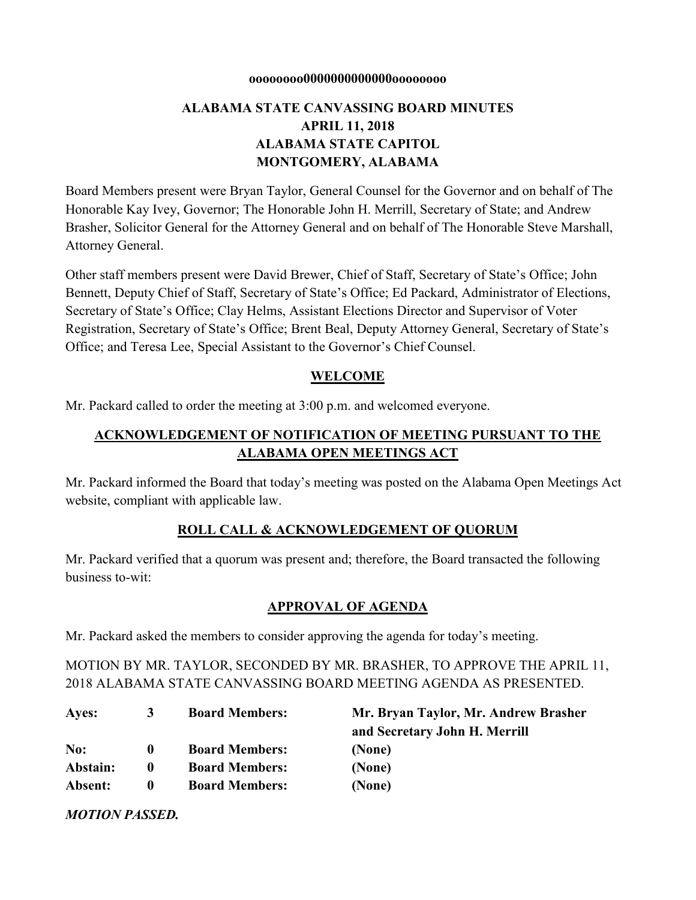**oooooooo0000000000000oooooooo**

# ALABAMA STATE CANVASSING BOARD MINUTES
## APRIL 11, 2018
## ALABAMA STATE CAPITOL
## MONTGOMERY, ALABAMA

Board Members present were Bryan Taylor, General Counsel for the Governor and on behalf of The Honorable Kay Ivey, Governor; The Honorable John H. Merrill, Secretary of State; and Andrew Brasher, Solicitor General for the Attorney General and on behalf of The Honorable Steve Marshall, Attorney General.

Other staff members present were David Brewer, Chief of Staff, Secretary of State's Office; John Bennett, Deputy Chief of Staff, Secretary of State's Office; Ed Packard, Administrator of Elections, Secretary of State's Office; Clay Helms, Assistant Elections Director and Supervisor of Voter Registration, Secretary of State's Office; Brent Beal, Deputy Attorney General, Secretary of State's Office; and Teresa Lee, Special Assistant to the Governor's Chief Counsel.

## WELCOME

Mr. Packard called to order the meeting at 3:00 p.m. and welcomed everyone.

## ACKNOWLEDGEMENT OF NOTIFICATION OF MEETING PURSUANT TO THE ALABAMA OPEN MEETINGS ACT

Mr. Packard informed the Board that today's meeting was posted on the Alabama Open Meetings Act website, compliant with applicable law.

## ROLL CALL & ACKNOWLEDGEMENT OF QUORUM

Mr. Packard verified that a quorum was present and; therefore, the Board transacted the following business to-wit:

## APPROVAL OF AGENDA

Mr. Packard asked the members to consider approving the agenda for today's meeting.

MOTION BY MR. TAYLOR, SECONDED BY MR. BRASHER, TO APPROVE THE APRIL 11, 2018 ALABAMA STATE CANVASSING BOARD MEETING AGENDA AS PRESENTED.

| | | | |
|---|---|---|---|
| **Ayes:** | **3** | **Board Members:** | **Mr. Bryan Taylor, Mr. Andrew Brasher and Secretary John H. Merrill** |
| **No:** | **0** | **Board Members:** | **(None)** |
| **Abstain:** | **0** | **Board Members:** | **(None)** |
| **Absent:** | **0** | **Board Members:** | **(None)** |

***MOTION PASSED.***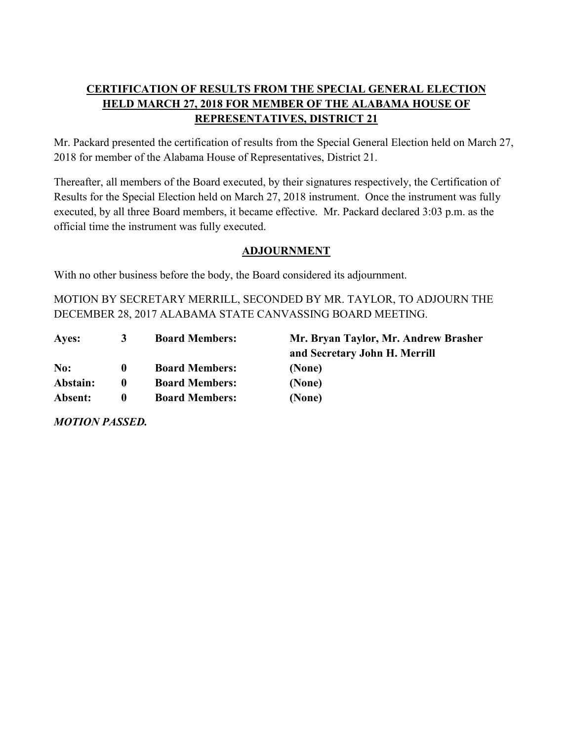## **CERTIFICATION OF RESULTS FROM THE SPECIAL GENERAL ELECTION HELD MARCH 27, 2018 FOR MEMBER OF THE ALABAMA HOUSE OF REPRESENTATIVES, DISTRICT 21**

Mr. Packard presented the certification of results from the Special General Election held on March 27, 2018 for member of the Alabama House of Representatives, District 21.

Thereafter, all members of the Board executed, by their signatures respectively, the Certification of Results for the Special Election held on March 27, 2018 instrument. Once the instrument was fully executed, by all three Board members, it became effective. Mr. Packard declared 3:03 p.m. as the official time the instrument was fully executed.

## **ADJOURNMENT**

With no other business before the body, the Board considered its adjournment.

MOTION BY SECRETARY MERRILL, SECONDED BY MR. TAYLOR, TO ADJOURN THE DECEMBER 28, 2017 ALABAMA STATE CANVASSING BOARD MEETING.

| | | | |
|---|---|---|---|
| **Ayes:** | **3** | **Board Members:** | **Mr. Bryan Taylor, Mr. Andrew Brasher and Secretary John H. Merrill** |
| **No:** | **0** | **Board Members:** | **(None)** |
| **Abstain:** | **0** | **Board Members:** | **(None)** |
| **Absent:** | **0** | **Board Members:** | **(None)** |

***MOTION PASSED.***